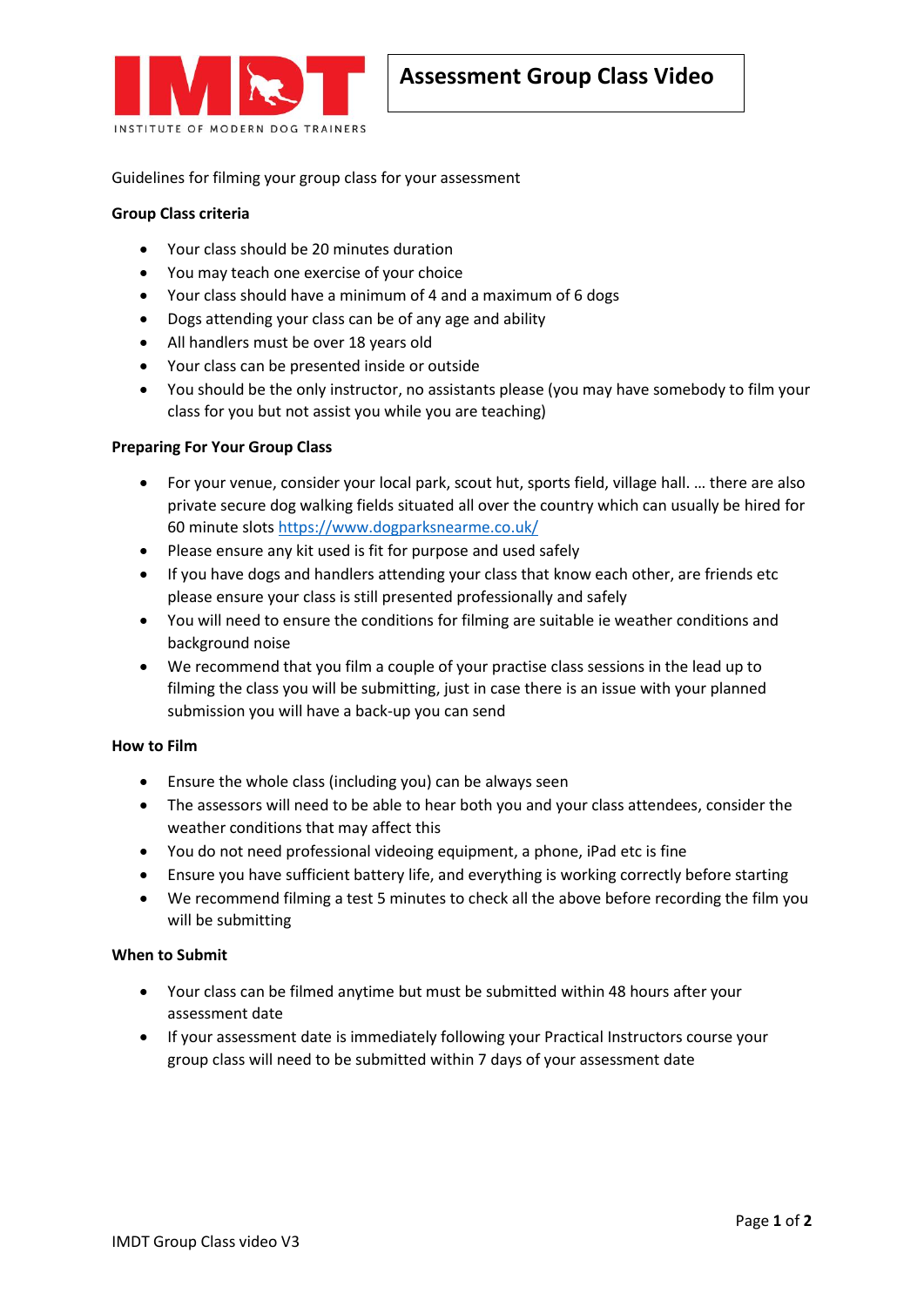IMDT

INSTITUTE OF MODERN DOG TRAINERS

# Assessment Group Class Video

Guidelines for filming your group class for your assessment

**Group Class criteria**

- Your class should be 20 minutes duration
- You may teach one exercise of your choice
- Your class should have a minimum of 4 and a maximum of 6 dogs
- Dogs attending your class can be of any age and ability
- All handlers must be over 18 years old
- Your class can be presented inside or outside
- You should be the only instructor, no assistants please (you may have somebody to film your class for you but not assist you while you are teaching)

**Preparing For Your Group Class**

- For your venue, consider your local park, scout hut, sports field, village hall. … there are also private secure dog walking fields situated all over the country which can usually be hired for 60 minute slots https://www.dogparksnearme.co.uk/
- Please ensure any kit used is fit for purpose and used safely
- If you have dogs and handlers attending your class that know each other, are friends etc please ensure your class is still presented professionally and safely
- You will need to ensure the conditions for filming are suitable ie weather conditions and background noise
- We recommend that you film a couple of your practise class sessions in the lead up to filming the class you will be submitting, just in case there is an issue with your planned submission you will have a back-up you can send

**How to Film**

- Ensure the whole class (including you) can be always seen
- The assessors will need to be able to hear both you and your class attendees, consider the weather conditions that may affect this
- You do not need professional videoing equipment, a phone, iPad etc is fine
- Ensure you have sufficient battery life, and everything is working correctly before starting
- We recommend filming a test 5 minutes to check all the above before recording the film you will be submitting

**When to Submit**

- Your class can be filmed anytime but must be submitted within 48 hours after your assessment date
- If your assessment date is immediately following your Practical Instructors course your group class will need to be submitted within 7 days of your assessment date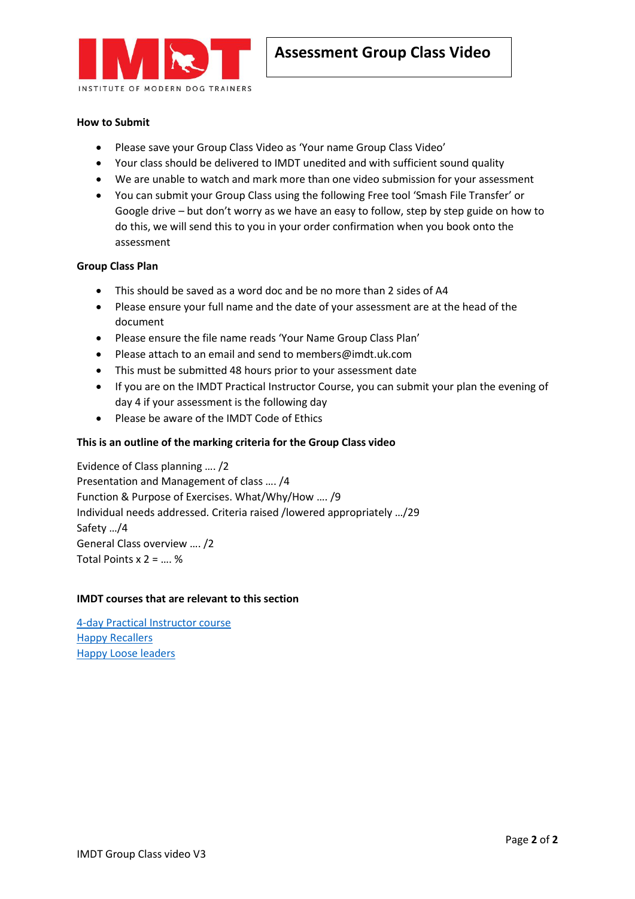INSTITUTE OF MODERN DOG TRAINERS

# Assessment Group Class Video

**How to Submit**

- Please save your Group Class Video as 'Your name Group Class Video'
- Your class should be delivered to IMDT unedited and with sufficient sound quality
- We are unable to watch and mark more than one video submission for your assessment
- You can submit your Group Class using the following Free tool 'Smash File Transfer' or Google drive – but don't worry as we have an easy to follow, step by step guide on how to do this, we will send this to you in your order confirmation when you book onto the assessment

**Group Class Plan**

- This should be saved as a word doc and be no more than 2 sides of A4
- Please ensure your full name and the date of your assessment are at the head of the document
- Please ensure the file name reads 'Your Name Group Class Plan'
- Please attach to an email and send to members@imdt.uk.com
- This must be submitted 48 hours prior to your assessment date
- If you are on the IMDT Practical Instructor Course, you can submit your plan the evening of day 4 if your assessment is the following day
- Please be aware of the IMDT Code of Ethics

**This is an outline of the marking criteria for the Group Class video**

Evidence of Class planning …. /2
Presentation and Management of class …. /4
Function & Purpose of Exercises. What/Why/How …. /9
Individual needs addressed. Criteria raised /lowered appropriately …/29
Safety …/4
General Class overview …. /2
Total Points x 2 = …. %

**IMDT courses that are relevant to this section**

4-day Practical Instructor course
Happy Recallers
Happy Loose leaders